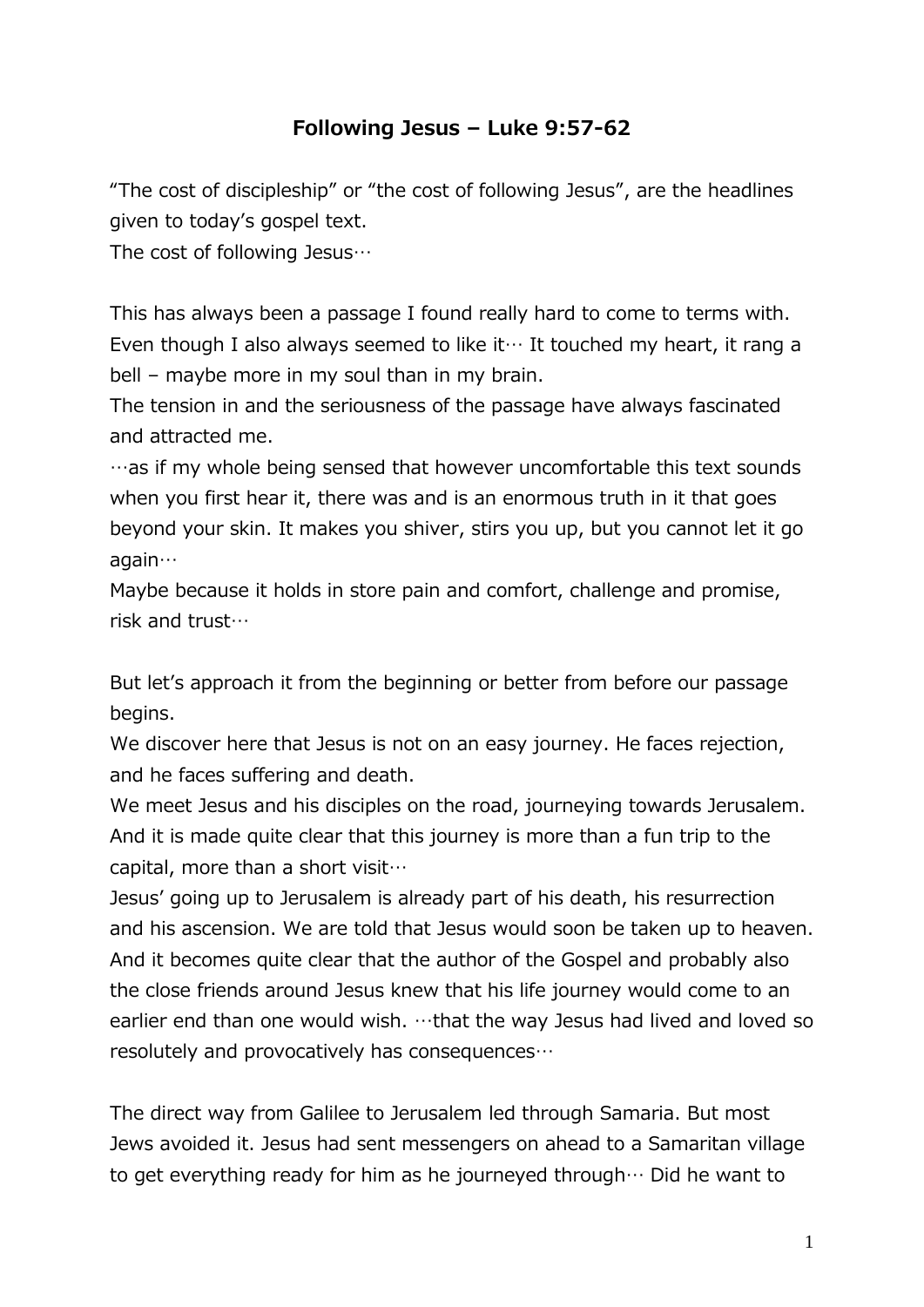# Following Jesus – Luke 9:57-62

"The cost of discipleship" or "the cost of following Jesus", are the headlines given to today's gospel text.
The cost of following Jesus…

This has always been a passage I found really hard to come to terms with. Even though I also always seemed to like it… It touched my heart, it rang a bell – maybe more in my soul than in my brain.
The tension in and the seriousness of the passage have always fascinated and attracted me.
…as if my whole being sensed that however uncomfortable this text sounds when you first hear it, there was and is an enormous truth in it that goes beyond your skin. It makes you shiver, stirs you up, but you cannot let it go again…
Maybe because it holds in store pain and comfort, challenge and promise, risk and trust…

But let's approach it from the beginning or better from before our passage begins.
We discover here that Jesus is not on an easy journey. He faces rejection, and he faces suffering and death.
We meet Jesus and his disciples on the road, journeying towards Jerusalem. And it is made quite clear that this journey is more than a fun trip to the capital, more than a short visit…
Jesus' going up to Jerusalem is already part of his death, his resurrection and his ascension. We are told that Jesus would soon be taken up to heaven. And it becomes quite clear that the author of the Gospel and probably also the close friends around Jesus knew that his life journey would come to an earlier end than one would wish. …that the way Jesus had lived and loved so resolutely and provocatively has consequences…

The direct way from Galilee to Jerusalem led through Samaria. But most Jews avoided it. Jesus had sent messengers on ahead to a Samaritan village to get everything ready for him as he journeyed through… Did he want to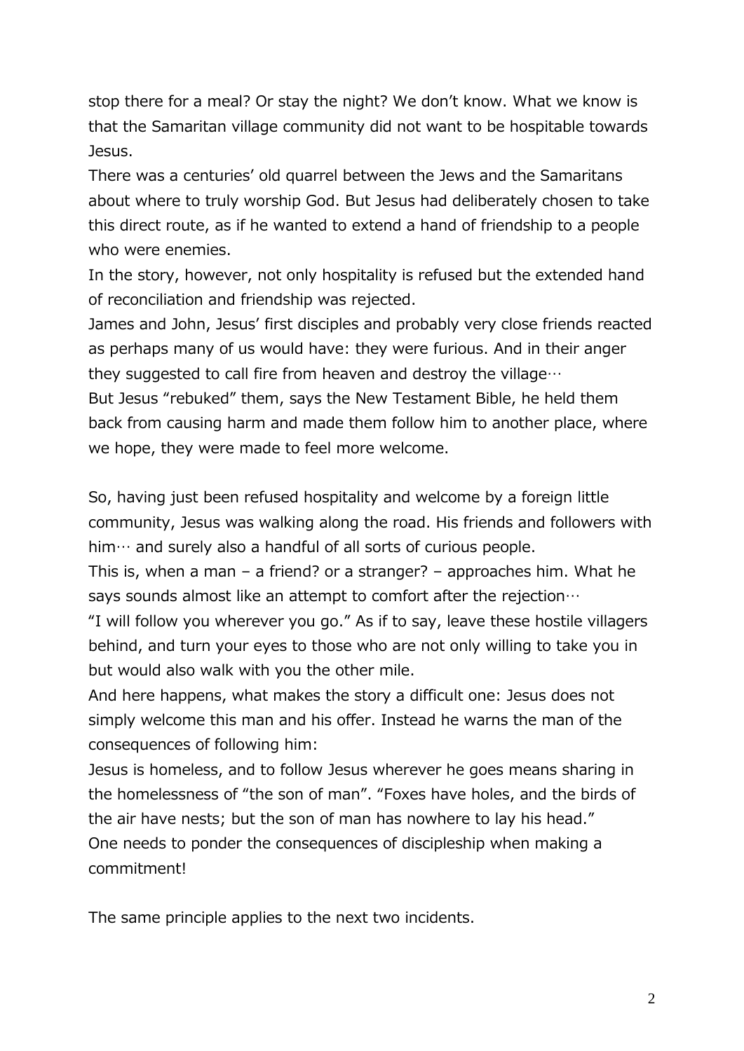stop there for a meal? Or stay the night? We don't know. What we know is that the Samaritan village community did not want to be hospitable towards Jesus.

There was a centuries' old quarrel between the Jews and the Samaritans about where to truly worship God. But Jesus had deliberately chosen to take this direct route, as if he wanted to extend a hand of friendship to a people who were enemies.

In the story, however, not only hospitality is refused but the extended hand of reconciliation and friendship was rejected.

James and John, Jesus' first disciples and probably very close friends reacted as perhaps many of us would have: they were furious. And in their anger they suggested to call fire from heaven and destroy the village…

But Jesus "rebuked" them, says the New Testament Bible, he held them back from causing harm and made them follow him to another place, where we hope, they were made to feel more welcome.

So, having just been refused hospitality and welcome by a foreign little community, Jesus was walking along the road. His friends and followers with him… and surely also a handful of all sorts of curious people.

This is, when a man – a friend? or a stranger? – approaches him. What he says sounds almost like an attempt to comfort after the rejection…

"I will follow you wherever you go." As if to say, leave these hostile villagers behind, and turn your eyes to those who are not only willing to take you in but would also walk with you the other mile.

And here happens, what makes the story a difficult one: Jesus does not simply welcome this man and his offer. Instead he warns the man of the consequences of following him:

Jesus is homeless, and to follow Jesus wherever he goes means sharing in the homelessness of "the son of man". "Foxes have holes, and the birds of the air have nests; but the son of man has nowhere to lay his head."

One needs to ponder the consequences of discipleship when making a commitment!

The same principle applies to the next two incidents.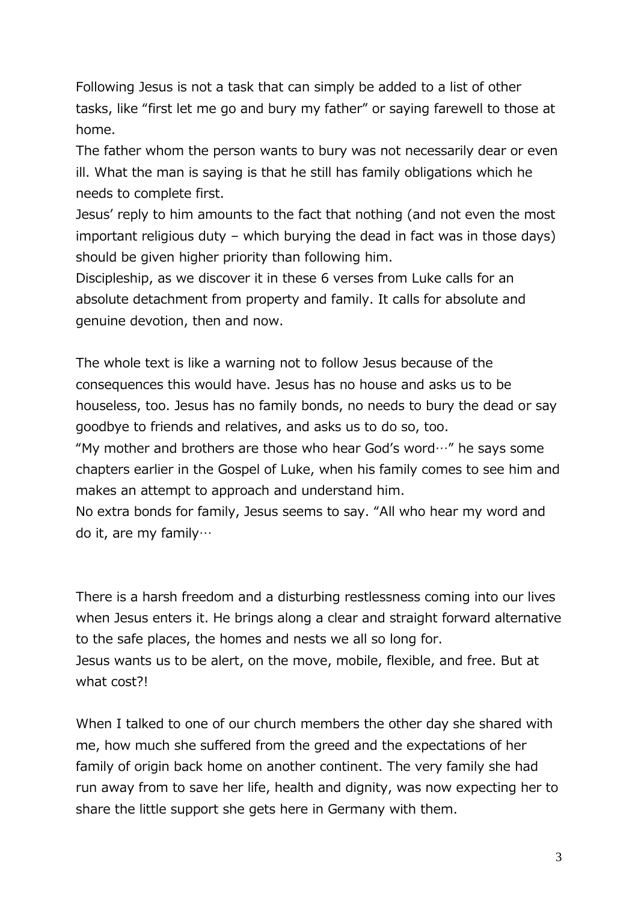Following Jesus is not a task that can simply be added to a list of other tasks, like "first let me go and bury my father" or saying farewell to those at home.

The father whom the person wants to bury was not necessarily dear or even ill. What the man is saying is that he still has family obligations which he needs to complete first.

Jesus' reply to him amounts to the fact that nothing (and not even the most important religious duty – which burying the dead in fact was in those days) should be given higher priority than following him.

Discipleship, as we discover it in these 6 verses from Luke calls for an absolute detachment from property and family. It calls for absolute and genuine devotion, then and now.

The whole text is like a warning not to follow Jesus because of the consequences this would have. Jesus has no house and asks us to be houseless, too. Jesus has no family bonds, no needs to bury the dead or say goodbye to friends and relatives, and asks us to do so, too.

"My mother and brothers are those who hear God's word…" he says some chapters earlier in the Gospel of Luke, when his family comes to see him and makes an attempt to approach and understand him.

No extra bonds for family, Jesus seems to say. "All who hear my word and do it, are my family…

There is a harsh freedom and a disturbing restlessness coming into our lives when Jesus enters it. He brings along a clear and straight forward alternative to the safe places, the homes and nests we all so long for.

Jesus wants us to be alert, on the move, mobile, flexible, and free. But at what cost?!

When I talked to one of our church members the other day she shared with me, how much she suffered from the greed and the expectations of her family of origin back home on another continent. The very family she had run away from to save her life, health and dignity, was now expecting her to share the little support she gets here in Germany with them.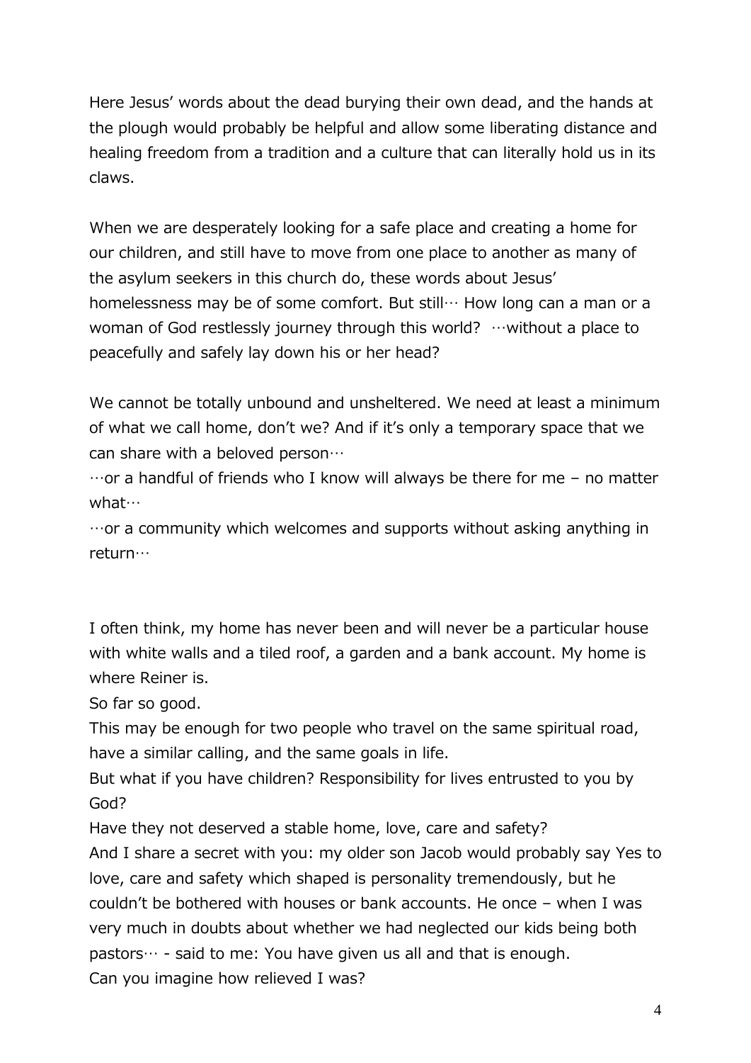Here Jesus' words about the dead burying their own dead, and the hands at the plough would probably be helpful and allow some liberating distance and healing freedom from a tradition and a culture that can literally hold us in its claws.

When we are desperately looking for a safe place and creating a home for our children, and still have to move from one place to another as many of the asylum seekers in this church do, these words about Jesus' homelessness may be of some comfort. But still… How long can a man or a woman of God restlessly journey through this world? …without a place to peacefully and safely lay down his or her head?

We cannot be totally unbound and unsheltered. We need at least a minimum of what we call home, don't we? And if it's only a temporary space that we can share with a beloved person…

…or a handful of friends who I know will always be there for me – no matter what…

…or a community which welcomes and supports without asking anything in return…

I often think, my home has never been and will never be a particular house with white walls and a tiled roof, a garden and a bank account. My home is where Reiner is.

So far so good.

This may be enough for two people who travel on the same spiritual road, have a similar calling, and the same goals in life.

But what if you have children? Responsibility for lives entrusted to you by God?

Have they not deserved a stable home, love, care and safety?

And I share a secret with you: my older son Jacob would probably say Yes to love, care and safety which shaped is personality tremendously, but he couldn't be bothered with houses or bank accounts. He once – when I was very much in doubts about whether we had neglected our kids being both pastors… - said to me: You have given us all and that is enough.

Can you imagine how relieved I was?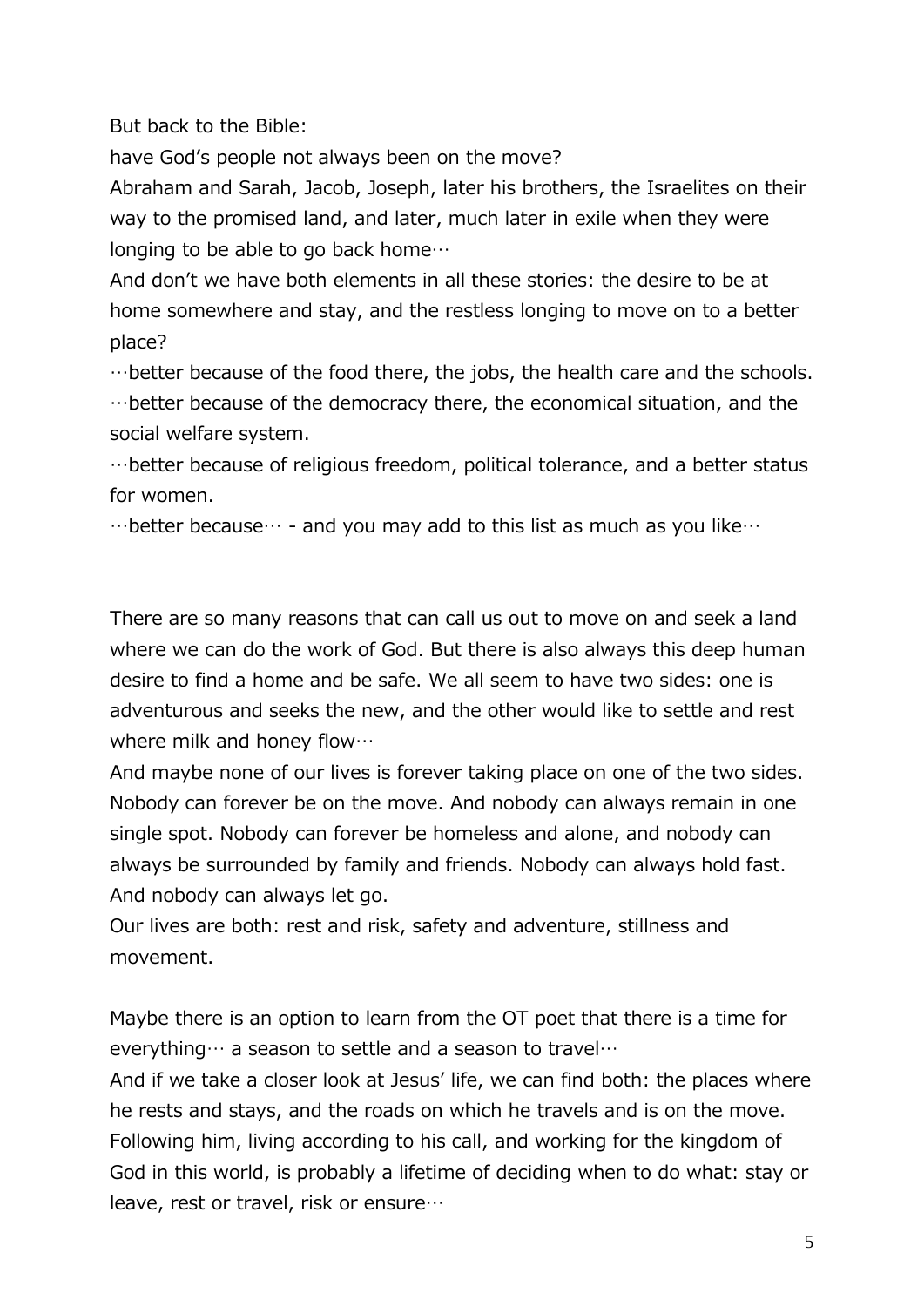But back to the Bible:
have God's people not always been on the move?
Abraham and Sarah, Jacob, Joseph, later his brothers, the Israelites on their way to the promised land, and later, much later in exile when they were longing to be able to go back home…
And don't we have both elements in all these stories: the desire to be at home somewhere and stay, and the restless longing to move on to a better place?
…better because of the food there, the jobs, the health care and the schools.
…better because of the democracy there, the economical situation, and the social welfare system.
…better because of religious freedom, political tolerance, and a better status for women.
…better because… - and you may add to this list as much as you like…

There are so many reasons that can call us out to move on and seek a land where we can do the work of God. But there is also always this deep human desire to find a home and be safe. We all seem to have two sides: one is adventurous and seeks the new, and the other would like to settle and rest where milk and honey flow…
And maybe none of our lives is forever taking place on one of the two sides. Nobody can forever be on the move. And nobody can always remain in one single spot. Nobody can forever be homeless and alone, and nobody can always be surrounded by family and friends. Nobody can always hold fast. And nobody can always let go.
Our lives are both: rest and risk, safety and adventure, stillness and movement.

Maybe there is an option to learn from the OT poet that there is a time for everything… a season to settle and a season to travel…
And if we take a closer look at Jesus' life, we can find both: the places where he rests and stays, and the roads on which he travels and is on the move. Following him, living according to his call, and working for the kingdom of God in this world, is probably a lifetime of deciding when to do what: stay or leave, rest or travel, risk or ensure…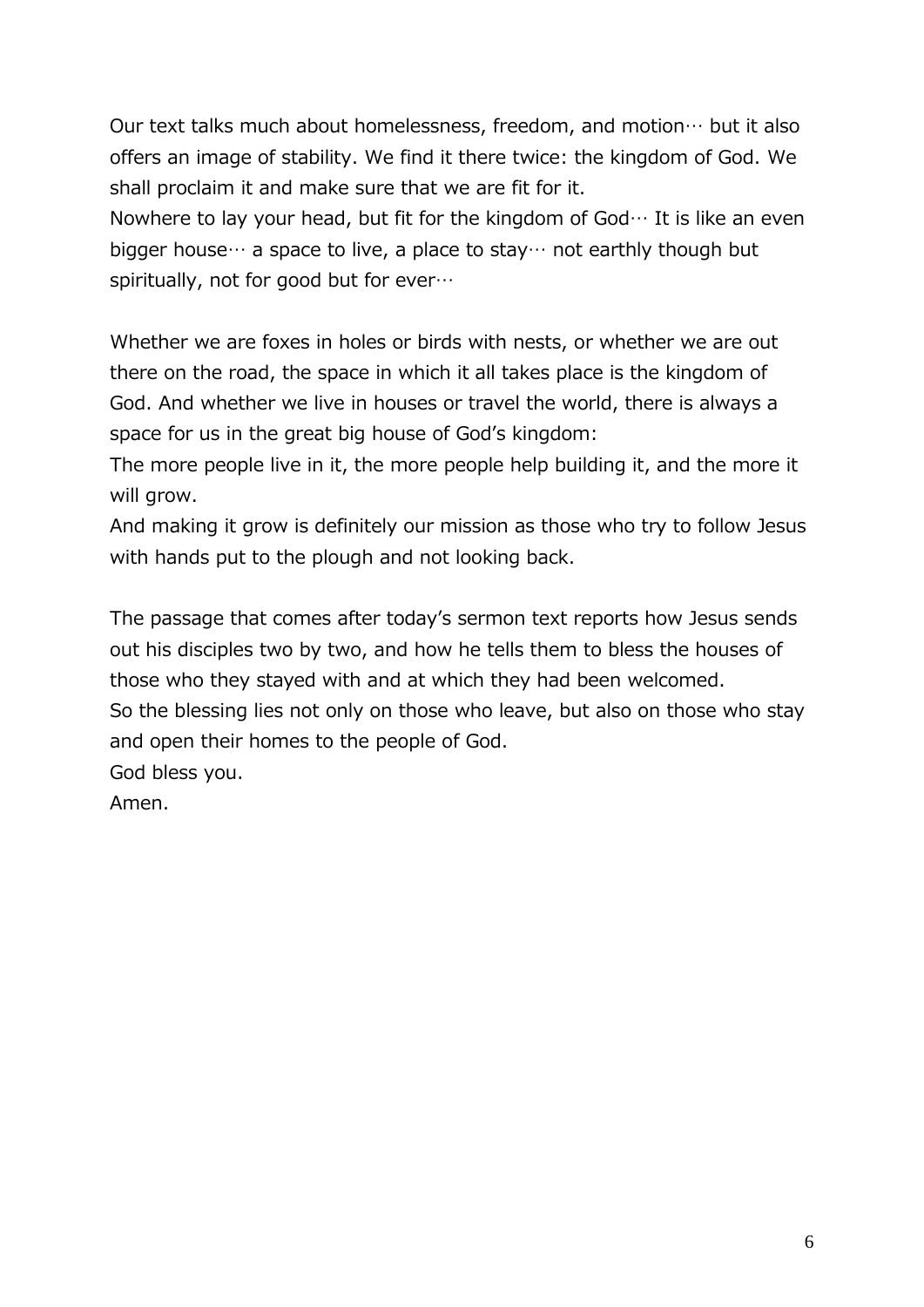Our text talks much about homelessness, freedom, and motion··· but it also offers an image of stability. We find it there twice: the kingdom of God. We shall proclaim it and make sure that we are fit for it.
Nowhere to lay your head, but fit for the kingdom of God··· It is like an even bigger house··· a space to live, a place to stay··· not earthly though but spiritually, not for good but for ever···

Whether we are foxes in holes or birds with nests, or whether we are out there on the road, the space in which it all takes place is the kingdom of God. And whether we live in houses or travel the world, there is always a space for us in the great big house of God's kingdom:
The more people live in it, the more people help building it, and the more it will grow.
And making it grow is definitely our mission as those who try to follow Jesus with hands put to the plough and not looking back.

The passage that comes after today's sermon text reports how Jesus sends out his disciples two by two, and how he tells them to bless the houses of those who they stayed with and at which they had been welcomed.
So the blessing lies not only on those who leave, but also on those who stay and open their homes to the people of God.
God bless you.
Amen.